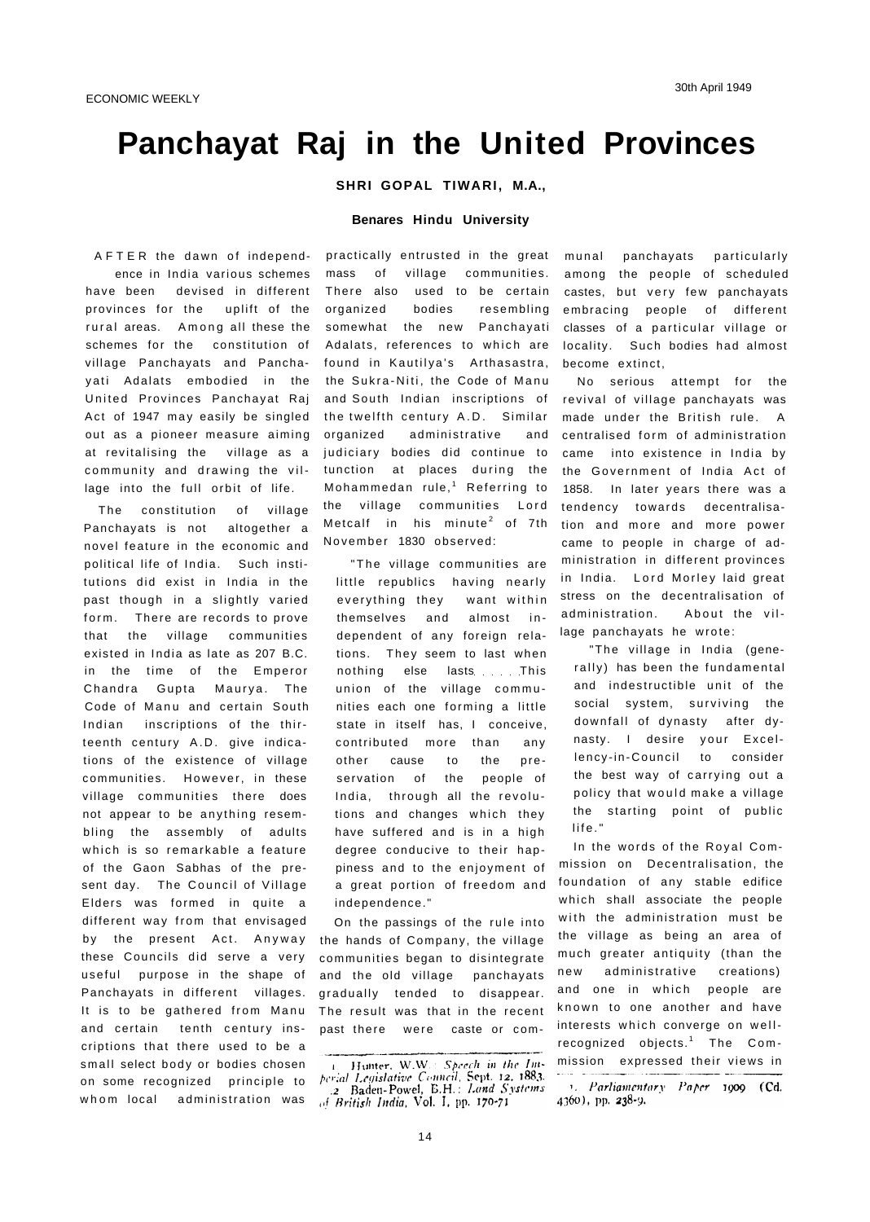# Panchayat Raj in the United Provinces

**SHRI GOPAL TIWARI, M.A.,**

**Benares Hindu University**

AFTER the dawn of independence in India various schemes have been devised in different provinces for the uplift of the rural areas. Among all these the schemes for the constitution of village Panchayats and Panchayati Adalats embodied in the United Provinces Panchayat Raj Act of 1947 may easily be singled out as a pioneer measure aiming at revitalising the village as a community and drawing the village into the full orbit of life.

The constitution of village Panchayats is not altogether a novel feature in the economic and political life of India. Such institutions did exist in India in the past though in a slightly varied form. There are records to prove that the village communities existed in India as late as 207 B.C. in the time of the Emperor Chandra Gupta Maurya. The Code of Manu and certain South Indian inscriptions of the thirteenth century A.D. give indications of the existence of village communities. However, in these village communities there does not appear to be anything resembling the assembly of adults which is so remarkable a feature of the Gaon Sabhas of the present day. The Council of Village Elders was formed in quite a different way from that envisaged by the present Act. Anyway these Councils did serve a very useful purpose in the shape of Panchayats in different villages. It is to be gathered from Manu and certain tenth century inscriptions that there used to be a small select body or bodies chosen on some recognized principle to whom local administration was practically entrusted in the great mass of village communities. There also used to be certain organized bodies resembling somewhat the new Panchayati Adalats, references to which are found in Kautilya's Arthasastra, the Sukra-Niti, the Code of Manu and South Indian inscriptions of the twelfth century A.D. Similar organized administrative and judiciary bodies did continue to tunction at places during the Mohammedan rule,[1] Referring to the village communities Lord Metcalf in his minute[2] of 7th November 1830 observed:

> "The village communities are little republics having nearly everything they want within themselves and almost independent of any foreign relations. They seem to last when nothing else lasts. . . . .This union of the village communities each one forming a little state in itself has, I conceive, contributed more than any other cause to the preservation of the people of India, through all the revolutions and changes which they have suffered and is in a high degree conducive to their happiness and to the enjoyment of a great portion of freedom and independence."

On the passings of the rule into the hands of Company, the village communities began to disintegrate and the old village panchayats gradually tended to disappear. The result was that in the recent past there were caste or communal panchayats particularly among the people of scheduled castes, but very few panchayats embracing people of different classes of a particular village or locality. Such bodies had almost become extinct,

No serious attempt for the revival of village panchayats was made under the British rule. A centralised form of administration came into existence in India by the Government of India Act of 1858. In later years there was a tendency towards decentralisation and more and more power came to people in charge of administration in different provinces in India. Lord Morley laid great stress on the decentralisation of administration. About the village panchayats he wrote:

> "The village in India (generally) has been the fundamental and indestructible unit of the social system, surviving the downfall of dynasty after dynasty. I desire your Excellency-in-Council to consider the best way of carrying out a policy that would make a village the starting point of public life."

In the words of the Royal Commission on Decentralisation, the foundation of any stable edifice which shall associate the people with the administration must be the village as being an area of much greater antiquity (than the new administrative creations) and one in which people are known to one another and have interests which converge on well-recognized objects.[1] The Commission expressed their views in

---

1 Hunter, W.W : *Speech in the Imperial Legislative Council*, Sept. 12, 1883.

2 Baden-Powel, B.H.: *Land Systems of British India*, Vol. I, pp. 170-71

1. *Parliamentary Paper* 1909 (Cd. 4360), pp. 238-9.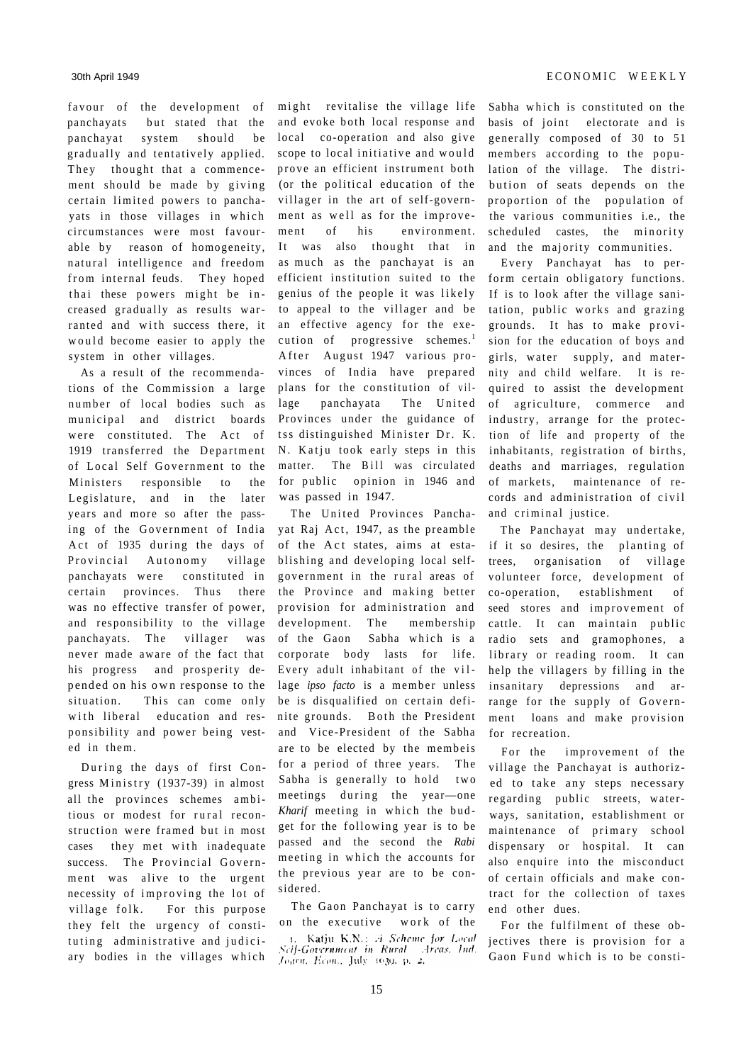favour of the development of panchayats but stated that the panchayat system should be gradually and tentatively applied. They thought that a commencement should be made by giving certain limited powers to panchayats in those villages in which circumstances were most favourable by reason of homogeneity, natural intelligence and freedom from internal feuds. They hoped thai these powers might be increased gradually as results warranted and with success there, it would become easier to apply the system in other villages.

As a result of the recommendations of the Commission a large number of local bodies such as municipal and district boards were constituted. The Act of 1919 transferred the Department of Local Self Government to the Ministers responsible to the Legislature, and in the later years and more so after the passing of the Government of India Act of 1935 during the days of Provincial Autonomy village panchayats were constituted in certain provinces. Thus there was no effective transfer of power, and responsibility to the village panchayats. The villager was never made aware of the fact that his progress and prosperity depended on his own response to the situation. This can come only with liberal education and responsibility and power being vested in them.

During the days of first Congress Ministry (1937-39) in almost all the provinces schemes ambitious or modest for rural reconstruction were framed but in most cases they met with inadequate success. The Provincial Government was alive to the urgent necessity of improving the lot of village folk. For this purpose they felt the urgency of constituting administrative and judiciary bodies in the villages which might revitalise the village life and evoke both local response and local co-operation and also give scope to local initiative and would prove an efficient instrument both (or the political education of the villager in the art of self-government as well as for the improvement of his environment. It was also thought that in as much as the panchayat is an efficient institution suited to the genius of the people it was likely to appeal to the villager and be an effective agency for the execution of progressive schemes.[1] After August 1947 various provinces of India have prepared plans for the constitution of village panchayata The United Provinces under the guidance of tss distinguished Minister Dr. K. N. Katju took early steps in this matter. The Bill was circulated for public opinion in 1946 and was passed in 1947.

The United Provinces Panchayat Raj Act, 1947, as the preamble of the Act states, aims at establishing and developing local self-government in the rural areas of the Province and making better provision for administration and development. The membership of the Gaon Sabha which is a corporate body lasts for life. Every adult inhabitant of the village *ipso facto* is a member unless be is disqualified on certain definite grounds. Both the President and Vice-President of the Sabha are to be elected by the membeis for a period of three years. The Sabha is generally to hold two meetings during the year—one *Kharif* meeting in which the budget for the following year is to be passed and the second the *Rabi* meeting in which the accounts for the previous year are to be considered.

The Gaon Panchayat is to carry on the executive work of the Sabha which is constituted on the basis of joint electorate and is generally composed of 30 to 51 members according to the population of the village. The distribution of seats depends on the proportion of the population of the various communities i.e., the scheduled castes, the minority and the majority communities.

Every Panchayat has to perform certain obligatory functions. If is to look after the village sanitation, public works and grazing grounds. It has to make provision for the education of boys and girls, water supply, and maternity and child welfare. It is required to assist the development of agriculture, commerce and industry, arrange for the protection of life and property of the inhabitants, registration of births, deaths and marriages, regulation of markets, maintenance of records and administration of civil and criminal justice.

The Panchayat may undertake, if it so desires, the planting of trees, organisation of village volunteer force, development of co-operation, establishment of seed stores and improvement of cattle. It can maintain public radio sets and gramophones, a library or reading room. It can help the villagers by filling in the insanitary depressions and arrange for the supply of Government loans and make provision for recreation.

For the improvement of the village the Panchayat is authorized to take any steps necessary regarding public streets, waterways, sanitation, establishment or maintenance of primary school dispensary or hospital. It can also enquire into the misconduct of certain officials and make contract for the collection of taxes end other dues.

For the fulfilment of these objectives there is provision for a Gaon Fund which is to be consti-

1. Katju K.N.: *A Scheme for Local Self-Government in Rural Areas, Ind. Journ. Econ.*, July 1939, p. 2.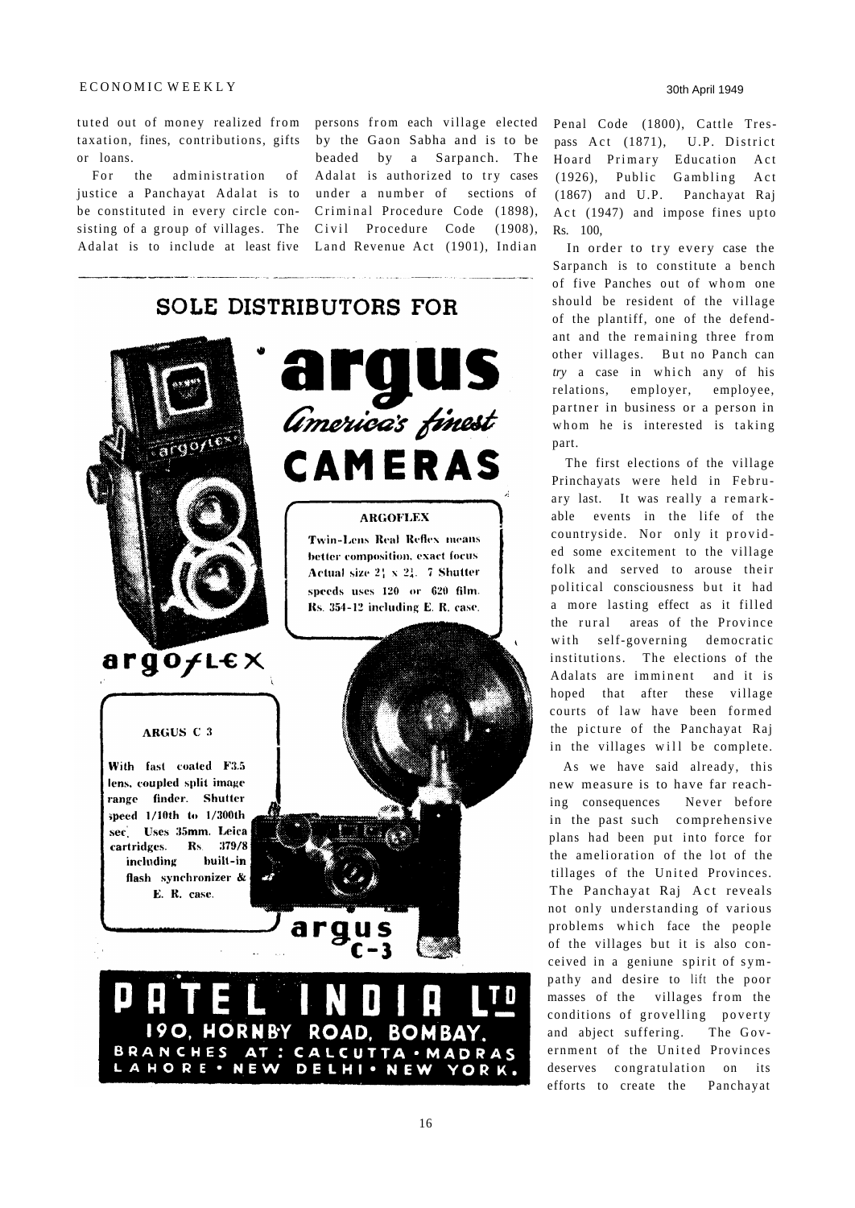tuted out of money realized from taxation, fines, contributions, gifts or loans.

For the administration of justice a Panchayat Adalat is to be constituted in every circle consisting of a group of villages. The Adalat is to include at least five persons from each village elected by the Gaon Sabha and is to be beaded by a Sarpanch. The Adalat is authorized to try cases under a number of sections of Criminal Procedure Code (1898), Civil Procedure Code (1908), Land Revenue Act (1901), Indian Penal Code (1800), Cattle Trespass Act (1871), U.P. District Hoard Primary Education Act (1926), Public Gambling Act (1867) and U.P. Panchayat Raj Act (1947) and impose fines upto Rs. 100,

In order to try every case the Sarpanch is to constitute a bench of five Panches out of whom one should be resident of the village of the plantiff, one of the defendant and the remaining three from other villages. But no Panch can *try* a case in which any of his relations, employer, employee, partner in business or a person in whom he is interested is taking part.

The first elections of the village Princhayats were held in February last. It was really a remarkable events in the life of the countryside. Nor only it provided some excitement to the village folk and served to arouse their political consciousness but it had a more lasting effect as it filled the rural areas of the Province with self-governing democratic institutions. The elections of the Adalats are imminent and it is hoped that after these village courts of law have been formed the picture of the Panchayat Raj in the villages will be complete.

As we have said already, this new measure is to have far reaching consequences Never before in the past such comprehensive plans had been put into force for the amelioration of the lot of the tillages of the United Provinces. The Panchayat Raj Act reveals not only understanding of various problems which face the people of the villages but it is also conceived in a geniune spirit of sympathy and desire to lift the poor masses of the villages from the conditions of grovelling poverty and abject suffering. The Government of the United Provinces deserves congratulation on its efforts to create the Panchayat

## SOLE DISTRIBUTORS FOR

# argus
*America's finest*
# CAMERAS

**ARGOFLEX**

Twin-Lens Real Reflex means better composition, exact focus Actual size 2¼ x 2¼. 7 Shutter speeds uses 120 or 620 film. Rs. 354-12 including E. R. case.

**argoflex**

**ARGUS C 3**

With fast coated F3.5 lens, coupled split image range finder. Shutter speed 1/10th to 1/300th sec. Uses 35mm. Leica cartridges. Rs. 379/8 including built-in flash synchronizer & E. R. case.

**argus C-3**

**PATEL INDIA LTD**
**190, HORNBY ROAD, BOMBAY.**
**BRANCHES AT: CALCUTTA · MADRAS LAHORE · NEW DELHI · NEW YORK.**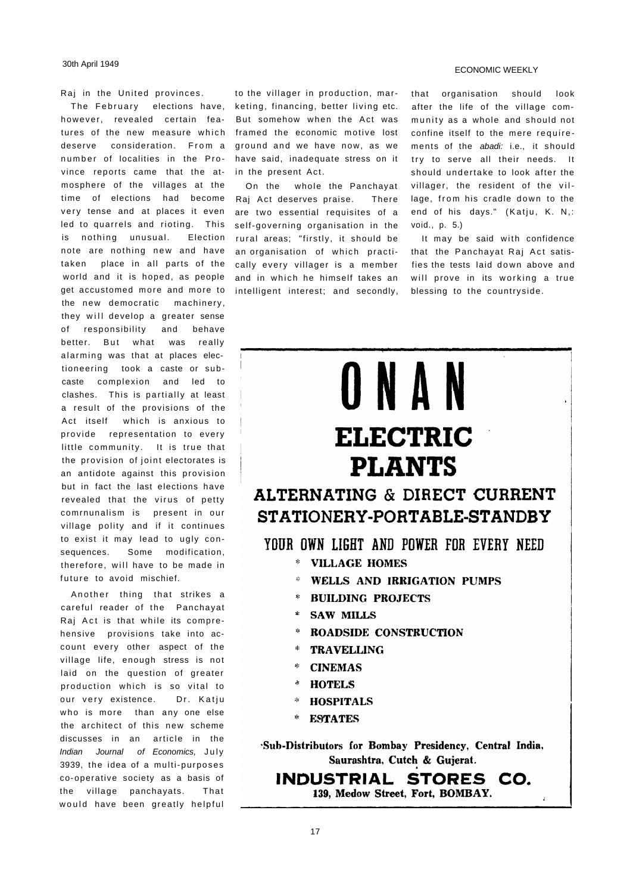Raj in the United provinces.

The February elections have, however, revealed certain features of the new measure which deserve consideration. From a number of localities in the Province reports came that the atmosphere of the villages at the time of elections had become very tense and at places it even led to quarrels and rioting. This is nothing unusual. Election note are nothing new and have taken place in all parts of the world and it is hoped, as people get accustomed more and more to the new democratic machinery, they will develop a greater sense of responsibility and behave better. But what was really alarming was that at places electioneering took a caste or sub-caste complexion and led to clashes. This is partially at least a result of the provisions of the Act itself which is anxious to provide representation to every little community. It is true that the provision of joint electorates is an antidote against this provision but in fact the last elections have revealed that the virus of petty comrnunalism is present in our village polity and if it continues to exist it may lead to ugly consequences. Some modification, therefore, will have to be made in future to avoid mischief.

Another thing that strikes a careful reader of the Panchayat Raj Act is that while its comprehensive provisions take into account every other aspect of the village life, enough stress is not laid on the question of greater production which is so vital to our very existence. Dr. Katju who is more than any one else the architect of this new scheme discusses in an article in the *Indian Journal of Economics,* July 3939, the idea of a multi-purposes co-operative society as a basis of the village panchayats. That would have been greatly helpful to the villager in production, marketing, financing, better living etc. But somehow when the Act was framed the economic motive lost ground and we have now, as we have said, inadequate stress on it in the present Act.

On the whole the Panchayat Raj Act deserves praise. There are two essential requisites of a self-governing organisation in the rural areas; "firstly, it should be an organisation of which practically every villager is a member and in which he himself takes an intelligent interest; and secondly, that organisation should look after the life of the village community as a whole and should not confine itself to the mere requirements of the *abadi:* i.e., it should try to serve all their needs. It should undertake to look after the villager, the resident of the village, from his cradle down to the end of his days." (Katju, K. N,: void., p. 5.)

It may be said with confidence that the Panchayat Raj Act satisfies the tests laid down above and will prove in its working a true blessing to the countryside.

# ONAN

## ELECTRIC PLANTS

**ALTERNATING & DIRECT CURRENT**

**STATIONERY-PORTABLE-STANDBY**

**YOUR OWN LIGHT AND POWER FOR EVERY NEED**

- VILLAGE HOMES
- WELLS AND IRRIGATION PUMPS
- BUILDING PROJECTS
- SAW MILLS
- ROADSIDE CONSTRUCTION
- TRAVELLING
- CINEMAS
- HOTELS
- HOSPITALS
- ESTATES

**Sub-Distributors for Bombay Presidency, Central India, Saurashtra, Cutch & Gujerat.**

**INDUSTRIAL STORES CO.**

**139, Medow Street, Fort, BOMBAY.**